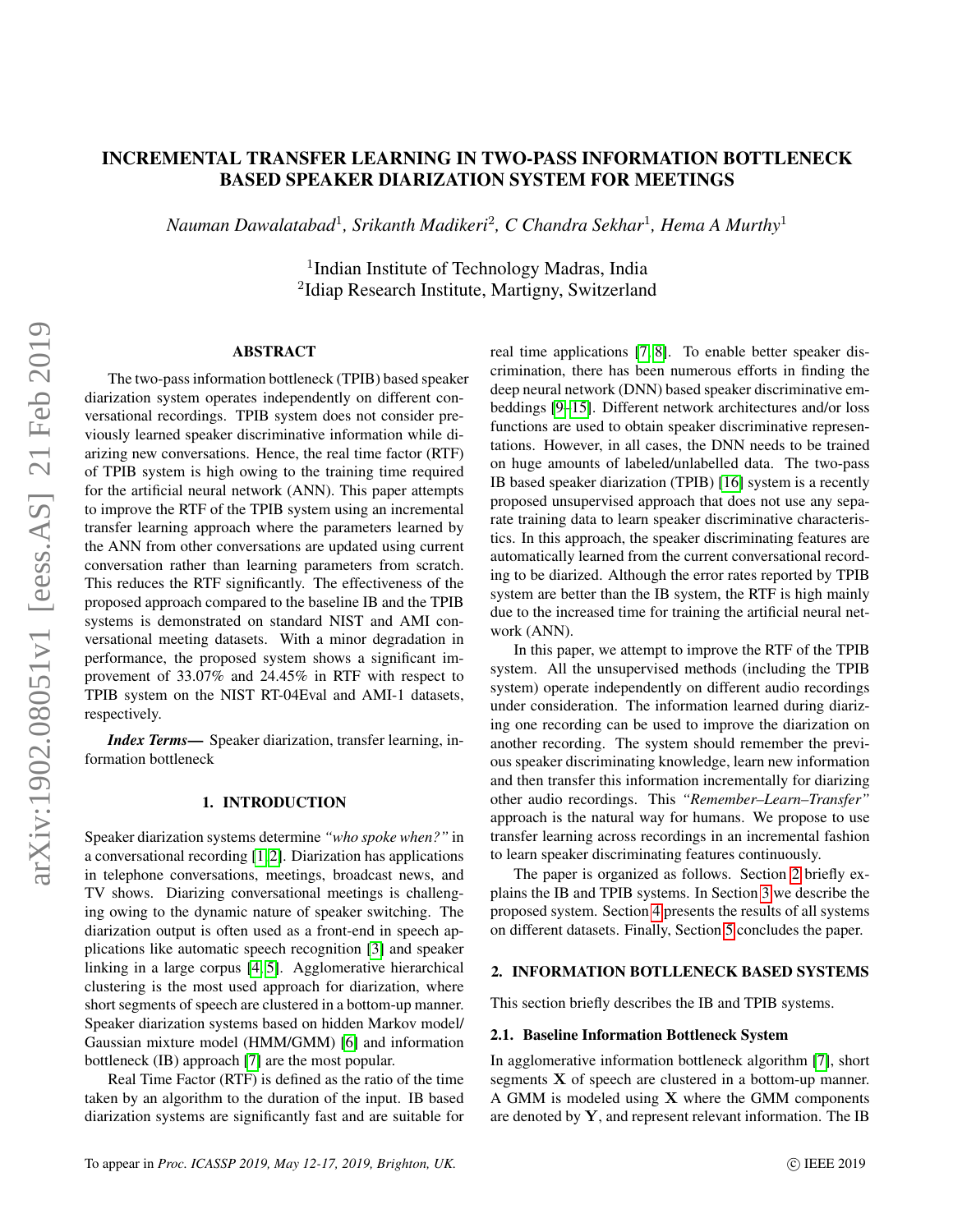# INCREMENTAL TRANSFER LEARNING IN TWO-PASS INFORMATION BOTTLENECK BASED SPEAKER DIARIZATION SYSTEM FOR MEETINGS

*Nauman Dawalatabad*[1], *Srikanth Madikeri*[2], *C Chandra Sekhar*[1], *Hema A Murthy*[1]

[1]Indian Institute of Technology Madras, India
[2]Idiap Research Institute, Martigny, Switzerland

## ABSTRACT

The two-pass information bottleneck (TPIB) based speaker diarization system operates independently on different conversational recordings. TPIB system does not consider previously learned speaker discriminative information while diarizing new conversations. Hence, the real time factor (RTF) of TPIB system is high owing to the training time required for the artificial neural network (ANN). This paper attempts to improve the RTF of the TPIB system using an incremental transfer learning approach where the parameters learned by the ANN from other conversations are updated using current conversation rather than learning parameters from scratch. This reduces the RTF significantly. The effectiveness of the proposed approach compared to the baseline IB and the TPIB systems is demonstrated on standard NIST and AMI conversational meeting datasets. With a minor degradation in performance, the proposed system shows a significant improvement of 33.07% and 24.45% in RTF with respect to TPIB system on the NIST RT-04Eval and AMI-1 datasets, respectively.

***Index Terms*—** Speaker diarization, transfer learning, information bottleneck

## 1. INTRODUCTION

Speaker diarization systems determine *"who spoke when?"* in a conversational recording [1, 2]. Diarization has applications in telephone conversations, meetings, broadcast news, and TV shows. Diarizing conversational meetings is challenging owing to the dynamic nature of speaker switching. The diarization output is often used as a front-end in speech applications like automatic speech recognition [3] and speaker linking in a large corpus [4, 5]. Agglomerative hierarchical clustering is the most used approach for diarization, where short segments of speech are clustered in a bottom-up manner. Speaker diarization systems based on hidden Markov model/ Gaussian mixture model (HMM/GMM) [6] and information bottleneck (IB) approach [7] are the most popular.

Real Time Factor (RTF) is defined as the ratio of the time taken by an algorithm to the duration of the input. IB based diarization systems are significantly fast and are suitable for real time applications [7, 8]. To enable better speaker discrimination, there has been numerous efforts in finding the deep neural network (DNN) based speaker discriminative embeddings [9–15]. Different network architectures and/or loss functions are used to obtain speaker discriminative representations. However, in all cases, the DNN needs to be trained on huge amounts of labeled/unlabelled data. The two-pass IB based speaker diarization (TPIB) [16] system is a recently proposed unsupervised approach that does not use any separate training data to learn speaker discriminative characteristics. In this approach, the speaker discriminating features are automatically learned from the current conversational recording to be diarized. Although the error rates reported by TPIB system are better than the IB system, the RTF is high mainly due to the increased time for training the artificial neural network (ANN).

In this paper, we attempt to improve the RTF of the TPIB system. All the unsupervised methods (including the TPIB system) operate independently on different audio recordings under consideration. The information learned during diarizing one recording can be used to improve the diarization on another recording. The system should remember the previous speaker discriminating knowledge, learn new information and then transfer this information incrementally for diarizing other audio recordings. This *"Remember–Learn–Transfer"* approach is the natural way for humans. We propose to use transfer learning across recordings in an incremental fashion to learn speaker discriminating features continuously.

The paper is organized as follows. Section 2 briefly explains the IB and TPIB systems. In Section 3 we describe the proposed system. Section 4 presents the results of all systems on different datasets. Finally, Section 5 concludes the paper.

## 2. INFORMATION BOTLLENECK BASED SYSTEMS

This section briefly describes the IB and TPIB systems.

### 2.1. Baseline Information Bottleneck System

In agglomerative information bottleneck algorithm [7], short segments $\mathbf{X}$ of speech are clustered in a bottom-up manner. A GMM is modeled using $\mathbf{X}$ where the GMM components are denoted by $\mathbf{Y}$, and represent relevant information. The IB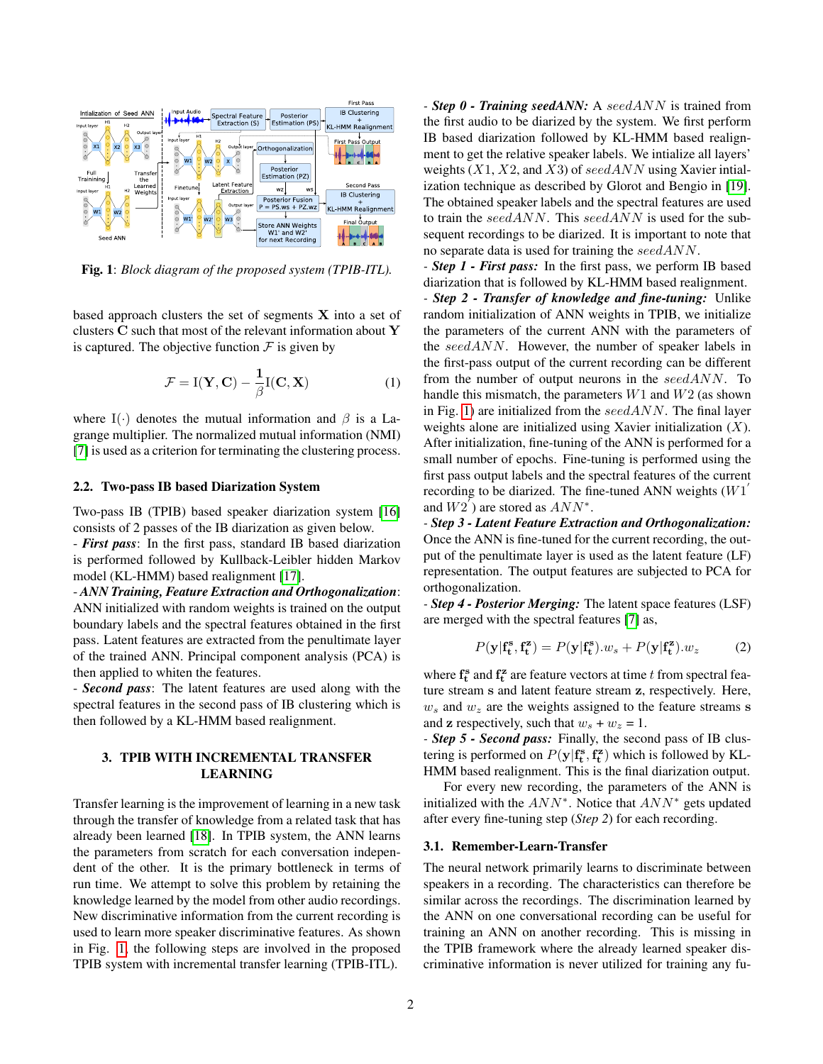**Fig. 1**: *Block diagram of the proposed system (TPIB-ITL).*

based approach clusters the set of segments $\mathbf{X}$ into a set of clusters $\mathbf{C}$ such that most of the relevant information about $\mathbf{Y}$ is captured. The objective function $\mathcal{F}$ is given by

$$\mathcal{F} = \mathrm{I}(\mathbf{Y}, \mathbf{C}) - \frac{\mathbf{1}}{\beta}\mathrm{I}(\mathbf{C}, \mathbf{X}) \tag{1}$$

where $\mathrm{I}(\cdot)$ denotes the mutual information and $\beta$ is a Lagrange multiplier. The normalized mutual information (NMI) [7] is used as a criterion for terminating the clustering process.

## 2.2. Two-pass IB based Diarization System

Two-pass IB (TPIB) based speaker diarization system [16] consists of 2 passes of the IB diarization as given below.

- ***First pass***: In the first pass, standard IB based diarization is performed followed by Kullback-Leibler hidden Markov model (KL-HMM) based realignment [17].

- ***ANN Training, Feature Extraction and Orthogonalization***: ANN initialized with random weights is trained on the output boundary labels and the spectral features obtained in the first pass. Latent features are extracted from the penultimate layer of the trained ANN. Principal component analysis (PCA) is then applied to whiten the features.

- ***Second pass***: The latent features are used along with the spectral features in the second pass of IB clustering which is then followed by a KL-HMM based realignment.

# 3. TPIB WITH INCREMENTAL TRANSFER LEARNING

Transfer learning is the improvement of learning in a new task through the transfer of knowledge from a related task that has already been learned [18]. In TPIB system, the ANN learns the parameters from scratch for each conversation independent of the other. It is the primary bottleneck in terms of run time. We attempt to solve this problem by retaining the knowledge learned by the model from other audio recordings. New discriminative information from the current recording is used to learn more speaker discriminative features. As shown in Fig. 1, the following steps are involved in the proposed TPIB system with incremental transfer learning (TPIB-ITL).

- ***Step 0 - Training seedANN:*** A $seedANN$ is trained from the first audio to be diarized by the system. We first perform IB based diarization followed by KL-HMM based realignment to get the relative speaker labels. We intialize all layers' weights ($X1$, $X2$, and $X3$) of $seedANN$ using Xavier intialization technique as described by Glorot and Bengio in [19]. The obtained speaker labels and the spectral features are used to train the $seedANN$. This $seedANN$ is used for the subsequent recordings to be diarized. It is important to note that no separate data is used for training the $seedANN$.

- ***Step 1 - First pass:*** In the first pass, we perform IB based diarization that is followed by KL-HMM based realignment.

- ***Step 2 - Transfer of knowledge and fine-tuning:*** Unlike random initialization of ANN weights in TPIB, we initialize the parameters of the current ANN with the parameters of the $seedANN$. However, the number of speaker labels in the first-pass output of the current recording can be different from the number of output neurons in the $seedANN$. To handle this mismatch, the parameters $W1$ and $W2$ (as shown in Fig. 1) are initialized from the $seedANN$. The final layer weights alone are initialized using Xavier initialization ($X$). After initialization, fine-tuning of the ANN is performed for a small number of epochs. Fine-tuning is performed using the first pass output labels and the spectral features of the current recording to be diarized. The fine-tuned ANN weights ($W1'$ and $W2'$) are stored as $ANN^*$.

- ***Step 3 - Latent Feature Extraction and Orthogonalization:*** Once the ANN is fine-tuned for the current recording, the output of the penultimate layer is used as the latent feature (LF) representation. The output features are subjected to PCA for orthogonalization.

- ***Step 4 - Posterior Merging:*** The latent space features (LSF) are merged with the spectral features [7] as,

$$P(\mathbf{y}|\mathbf{f_t^s}, \mathbf{f_t^z}) = P(\mathbf{y}|\mathbf{f_t^s}).w_s + P(\mathbf{y}|\mathbf{f_t^z}).w_z \tag{2}$$

where $\mathbf{f_t^s}$ and $\mathbf{f_t^z}$ are feature vectors at time $t$ from spectral feature stream $\mathbf{s}$ and latent feature stream $\mathbf{z}$, respectively. Here, $w_s$ and $w_z$ are the weights assigned to the feature streams $\mathbf{s}$ and $\mathbf{z}$ respectively, such that $w_s + w_z = 1$.

- ***Step 5 - Second pass:*** Finally, the second pass of IB clustering is performed on $P(\mathbf{y}|\mathbf{f_t^s}, \mathbf{f_t^z})$ which is followed by KL-HMM based realignment. This is the final diarization output.

For every new recording, the parameters of the ANN is initialized with the $ANN^*$. Notice that $ANN^*$ gets updated after every fine-tuning step (*Step 2*) for each recording.

## 3.1. Remember-Learn-Transfer

The neural network primarily learns to discriminate between speakers in a recording. The characteristics can therefore be similar across the recordings. The discrimination learned by the ANN on one conversational recording can be useful for training an ANN on another recording. This is missing in the TPIB framework where the already learned speaker discriminative information is never utilized for training any fu-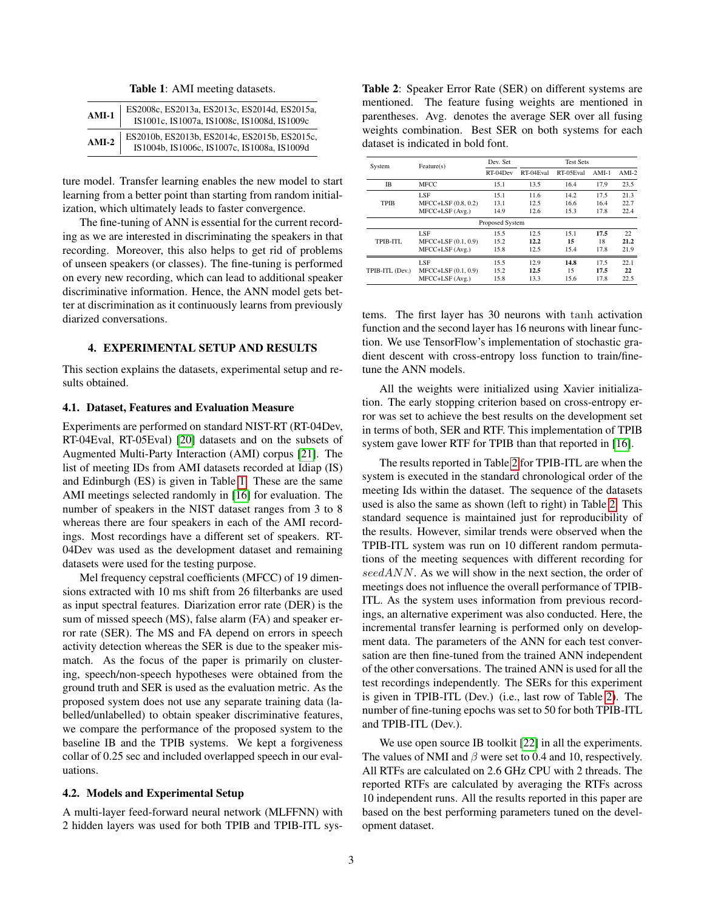**Table 1**: AMI meeting datasets.

| | |
|---|---|
| **AMI-1** | ES2008c, ES2013a, ES2013c, ES2014d, ES2015a, IS1001c, IS1007a, IS1008c, IS1008d, IS1009c |
| **AMI-2** | ES2010b, ES2013b, ES2014c, ES2015b, ES2015c, IS1004b, IS1006c, IS1007c, IS1008a, IS1009d |

ture model. Transfer learning enables the new model to start learning from a better point than starting from random initialization, which ultimately leads to faster convergence.

The fine-tuning of ANN is essential for the current recording as we are interested in discriminating the speakers in that recording. Moreover, this also helps to get rid of problems of unseen speakers (or classes). The fine-tuning is performed on every new recording, which can lead to additional speaker discriminative information. Hence, the ANN model gets better at discrimination as it continuously learns from previously diarized conversations.

## 4. EXPERIMENTAL SETUP AND RESULTS

This section explains the datasets, experimental setup and results obtained.

### 4.1. Dataset, Features and Evaluation Measure

Experiments are performed on standard NIST-RT (RT-04Dev, RT-04Eval, RT-05Eval) [20] datasets and on the subsets of Augmented Multi-Party Interaction (AMI) corpus [21]. The list of meeting IDs from AMI datasets recorded at Idiap (IS) and Edinburgh (ES) is given in Table 1. These are the same AMI meetings selected randomly in [16] for evaluation. The number of speakers in the NIST dataset ranges from 3 to 8 whereas there are four speakers in each of the AMI recordings. Most recordings have a different set of speakers. RT-04Dev was used as the development dataset and remaining datasets were used for the testing purpose.

Mel frequency cepstral coefficients (MFCC) of 19 dimensions extracted with 10 ms shift from 26 filterbanks are used as input spectral features. Diarization error rate (DER) is the sum of missed speech (MS), false alarm (FA) and speaker error rate (SER). The MS and FA depend on errors in speech activity detection whereas the SER is due to the speaker mismatch. As the focus of the paper is primarily on clustering, speech/non-speech hypotheses were obtained from the ground truth and SER is used as the evaluation metric. As the proposed system does not use any separate training data (labelled/unlabelled) to obtain speaker discriminative features, we compare the performance of the proposed system to the baseline IB and the TPIB systems. We kept a forgiveness collar of 0.25 sec and included overlapped speech in our evaluations.

### 4.2. Models and Experimental Setup

A multi-layer feed-forward neural network (MLFFNN) with 2 hidden layers was used for both TPIB and TPIB-ITL systems. The first layer has 30 neurons with tanh activation function and the second layer has 16 neurons with linear function. We use TensorFlow's implementation of stochastic gradient descent with cross-entropy loss function to train/fine-tune the ANN models.

All the weights were initialized using Xavier initialization. The early stopping criterion based on cross-entropy error was set to achieve the best results on the development set in terms of both, SER and RTF. This implementation of TPIB system gave lower RTF for TPIB than that reported in [16].

**Table 2**: Speaker Error Rate (SER) on different systems are mentioned. The feature fusing weights are mentioned in parentheses. Avg. denotes the average SER over all fusing weights combination. Best SER on both systems for each dataset is indicated in bold font.

| System | Feature(s) | Dev. Set | Test Sets | | | |
|---|---|---|---|---|---|---|
| | | RT-04Dev | RT-04Eval | RT-05Eval | AMI-1 | AMI-2 |
| IB | MFCC | 15.1 | 13.5 | 16.4 | 17.9 | 23.5 |
| TPIB | LSF | 15.1 | 11.6 | 14.2 | 17.5 | 21.3 |
| | MFCC+LSF (0.8, 0.2) | 13.1 | 12.5 | 16.6 | 16.4 | 22.7 |
| | MFCC+LSF (Avg.) | 14.9 | 12.6 | 15.3 | 17.8 | 22.4 |
| Proposed System | | | | | | |
| TPIB-ITL | LSF | 15.5 | 12.5 | 15.1 | **17.5** | 22 |
| | MFCC+LSF (0.1, 0.9) | 15.2 | **12.2** | **15** | 18 | **21.2** |
| | MFCC+LSF (Avg.) | 15.8 | 12.5 | 15.4 | 17.8 | 21.9 |
| TPIB-ITL (Dev.) | LSF | 15.5 | 12.9 | **14.8** | 17.5 | 22.1 |
| | MFCC+LSF (0.1, 0.9) | 15.2 | **12.5** | 15 | **17.5** | **22** |
| | MFCC+LSF (Avg.) | 15.8 | 13.3 | 15.6 | 17.8 | 22.5 |

The results reported in Table 2 for TPIB-ITL are when the system is executed in the standard chronological order of the meeting Ids within the dataset. The sequence of the datasets used is also the same as shown (left to right) in Table 2. This standard sequence is maintained just for reproducibility of the results. However, similar trends were observed when the TPIB-ITL system was run on 10 different random permutations of the meeting sequences with different recording for $seedANN$. As we will show in the next section, the order of meetings does not influence the overall performance of TPIB-ITL. As the system uses information from previous recordings, an alternative experiment was also conducted. Here, the incremental transfer learning is performed only on development data. The parameters of the ANN for each test conversation are then fine-tuned from the trained ANN independent of the other conversations. The trained ANN is used for all the test recordings independently. The SERs for this experiment is given in TPIB-ITL (Dev.) (i.e., last row of Table 2). The number of fine-tuning epochs was set to 50 for both TPIB-ITL and TPIB-ITL (Dev.).

We use open source IB toolkit [22] in all the experiments. The values of NMI and $\beta$ were set to 0.4 and 10, respectively. All RTFs are calculated on 2.6 GHz CPU with 2 threads. The reported RTFs are calculated by averaging the RTFs across 10 independent runs. All the results reported in this paper are based on the best performing parameters tuned on the development dataset.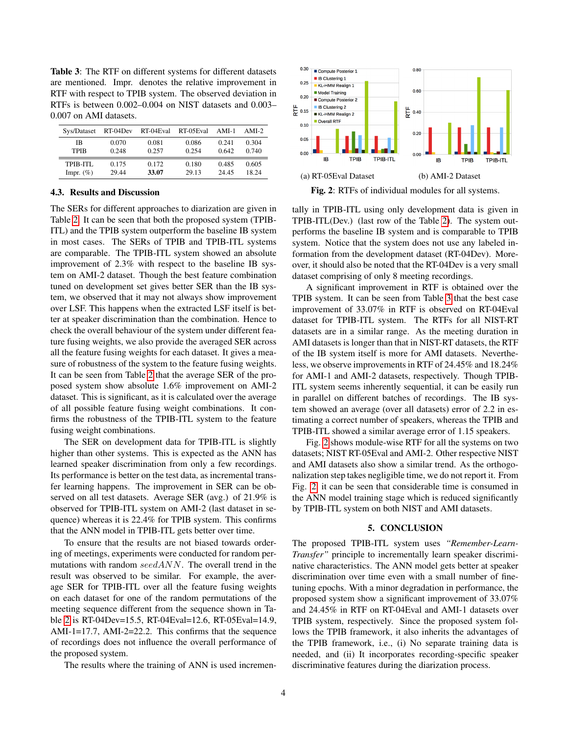**Table 3**: The RTF on different systems for different datasets are mentioned. Impr. denotes the relative improvement in RTF with respect to TPIB system. The observed deviation in RTFs is between 0.002–0.004 on NIST datasets and 0.003–0.007 on AMI datasets.

| Sys/Dataset | RT-04Dev | RT-04Eval | RT-05Eval | AMI-1 | AMI-2 |
|---|---|---|---|---|---|
| IB | 0.070 | 0.081 | 0.086 | 0.241 | 0.304 |
| TPIB | 0.248 | 0.257 | 0.254 | 0.642 | 0.740 |
| TPIB-ITL | 0.175 | 0.172 | 0.180 | 0.485 | 0.605 |
| Impr. (%) | 29.44 | **33.07** | 29.13 | 24.45 | 18.24 |

### 4.3. Results and Discussion

The SERs for different approaches to diarization are given in Table 2. It can be seen that both the proposed system (TPIB-ITL) and the TPIB system outperform the baseline IB system in most cases. The SERs of TPIB and TPIB-ITL systems are comparable. The TPIB-ITL system showed an absolute improvement of 2.3% with respect to the baseline IB system on AMI-2 dataset. Though the best feature combination tuned on development set gives better SER than the IB system, we observed that it may not always show improvement over LSF. This happens when the extracted LSF itself is better at speaker discrimination than the combination. Hence to check the overall behaviour of the system under different feature fusing weights, we also provide the averaged SER across all the feature fusing weights for each dataset. It gives a measure of robustness of the system to the feature fusing weights. It can be seen from Table 2 that the average SER of the proposed system show absolute 1.6% improvement on AMI-2 dataset. This is significant, as it is calculated over the average of all possible feature fusing weight combinations. It confirms the robustness of the TPIB-ITL system to the feature fusing weight combinations.

The SER on development data for TPIB-ITL is slightly higher than other systems. This is expected as the ANN has learned speaker discrimination from only a few recordings. Its performance is better on the test data, as incremental transfer learning happens. The improvement in SER can be observed on all test datasets. Average SER (avg.) of 21.9% is observed for TPIB-ITL system on AMI-2 (last dataset in sequence) whereas it is 22.4% for TPIB system. This confirms that the ANN model in TPIB-ITL gets better over time.

To ensure that the results are not biased towards ordering of meetings, experiments were conducted for random permutations with random $seedANN$. The overall trend in the result was observed to be similar. For example, the average SER for TPIB-ITL over all the feature fusing weights on each dataset for one of the random permutations of the meeting sequence different from the sequence shown in Table 2 is RT-04Dev=15.5, RT-04Eval=12.6, RT-05Eval=14.9, AMI-1=17.7, AMI-2=22.2. This confirms that the sequence of recordings does not influence the overall performance of the proposed system.

The results where the training of ANN is used incrementally in TPIB-ITL using only development data is given in TPIB-ITL(Dev.) (last row of the Table 2). The system outperforms the baseline IB system and is comparable to TPIB system. Notice that the system does not use any labeled information from the development dataset (RT-04Dev). Moreover, it should also be noted that the RT-04Dev is a very small dataset comprising of only 8 meeting recordings.

A significant improvement in RTF is obtained over the TPIB system. It can be seen from Table 3 that the best case improvement of 33.07% in RTF is observed on RT-04Eval dataset for TPIB-ITL system. The RTFs for all NIST-RT datasets are in a similar range. As the meeting duration in AMI datasets is longer than that in NIST-RT datasets, the RTF of the IB system itself is more for AMI datasets. Nevertheless, we observe improvements in RTF of 24.45% and 18.24% for AMI-1 and AMI-2 datasets, respectively. Though TPIB-ITL system seems inherently sequential, it can be easily run in parallel on different batches of recordings. The IB system showed an average (over all datasets) error of 2.2 in estimating a correct number of speakers, whereas the TPIB and TPIB-ITL showed a similar average error of 1.15 speakers.

(a) RT-05Eval Dataset (b) AMI-2 Dataset

**Fig. 2**: RTFs of individual modules for all systems.

Fig. 2 shows module-wise RTF for all the systems on two datasets; NIST RT-05Eval and AMI-2. Other respective NIST and AMI datasets also show a similar trend. As the orthogonalization step takes negligible time, we do not report it. From Fig. 2 it can be seen that considerable time is consumed in the ANN model training stage which is reduced significantly by TPIB-ITL system on both NIST and AMI datasets.

## 5. CONCLUSION

The proposed TPIB-ITL system uses *"Remember-Learn-Transfer"* principle to incrementally learn speaker discriminative characteristics. The ANN model gets better at speaker discrimination over time even with a small number of fine-tuning epochs. With a minor degradation in performance, the proposed system show a significant improvement of 33.07% and 24.45% in RTF on RT-04Eval and AMI-1 datasets over TPIB system, respectively. Since the proposed system follows the TPIB framework, it also inherits the advantages of the TPIB framework, i.e., (i) No separate training data is needed, and (ii) It incorporates recording-specific speaker discriminative features during the diarization process.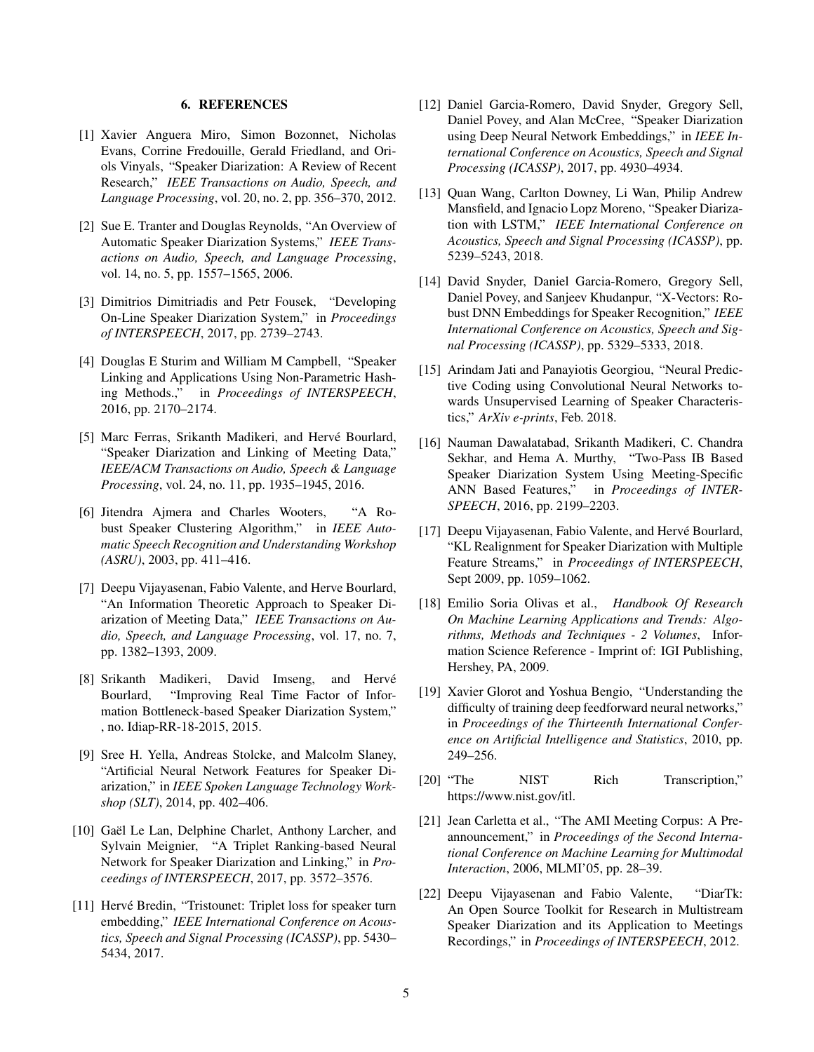## 6. REFERENCES

[1] Xavier Anguera Miro, Simon Bozonnet, Nicholas Evans, Corrine Fredouille, Gerald Friedland, and Oriols Vinyals, "Speaker Diarization: A Review of Recent Research," *IEEE Transactions on Audio, Speech, and Language Processing*, vol. 20, no. 2, pp. 356–370, 2012.

[2] Sue E. Tranter and Douglas Reynolds, "An Overview of Automatic Speaker Diarization Systems," *IEEE Transactions on Audio, Speech, and Language Processing*, vol. 14, no. 5, pp. 1557–1565, 2006.

[3] Dimitrios Dimitriadis and Petr Fousek, "Developing On-Line Speaker Diarization System," in *Proceedings of INTERSPEECH*, 2017, pp. 2739–2743.

[4] Douglas E Sturim and William M Campbell, "Speaker Linking and Applications Using Non-Parametric Hashing Methods.," in *Proceedings of INTERSPEECH*, 2016, pp. 2170–2174.

[5] Marc Ferras, Srikanth Madikeri, and Hervé Bourlard, "Speaker Diarization and Linking of Meeting Data," *IEEE/ACM Transactions on Audio, Speech & Language Processing*, vol. 24, no. 11, pp. 1935–1945, 2016.

[6] Jitendra Ajmera and Charles Wooters, "A Robust Speaker Clustering Algorithm," in *IEEE Automatic Speech Recognition and Understanding Workshop (ASRU)*, 2003, pp. 411–416.

[7] Deepu Vijayasenan, Fabio Valente, and Herve Bourlard, "An Information Theoretic Approach to Speaker Diarization of Meeting Data," *IEEE Transactions on Audio, Speech, and Language Processing*, vol. 17, no. 7, pp. 1382–1393, 2009.

[8] Srikanth Madikeri, David Imseng, and Hervé Bourlard, "Improving Real Time Factor of Information Bottleneck-based Speaker Diarization System," , no. Idiap-RR-18-2015, 2015.

[9] Sree H. Yella, Andreas Stolcke, and Malcolm Slaney, "Artificial Neural Network Features for Speaker Diarization," in *IEEE Spoken Language Technology Workshop (SLT)*, 2014, pp. 402–406.

[10] Gaël Le Lan, Delphine Charlet, Anthony Larcher, and Sylvain Meignier, "A Triplet Ranking-based Neural Network for Speaker Diarization and Linking," in *Proceedings of INTERSPEECH*, 2017, pp. 3572–3576.

[11] Hervé Bredin, "Tristounet: Triplet loss for speaker turn embedding," *IEEE International Conference on Acoustics, Speech and Signal Processing (ICASSP)*, pp. 5430–5434, 2017.

[12] Daniel Garcia-Romero, David Snyder, Gregory Sell, Daniel Povey, and Alan McCree, "Speaker Diarization using Deep Neural Network Embeddings," in *IEEE International Conference on Acoustics, Speech and Signal Processing (ICASSP)*, 2017, pp. 4930–4934.

[13] Quan Wang, Carlton Downey, Li Wan, Philip Andrew Mansfield, and Ignacio Lopz Moreno, "Speaker Diarization with LSTM," *IEEE International Conference on Acoustics, Speech and Signal Processing (ICASSP)*, pp. 5239–5243, 2018.

[14] David Snyder, Daniel Garcia-Romero, Gregory Sell, Daniel Povey, and Sanjeev Khudanpur, "X-Vectors: Robust DNN Embeddings for Speaker Recognition," *IEEE International Conference on Acoustics, Speech and Signal Processing (ICASSP)*, pp. 5329–5333, 2018.

[15] Arindam Jati and Panayiotis Georgiou, "Neural Predictive Coding using Convolutional Neural Networks towards Unsupervised Learning of Speaker Characteristics," *ArXiv e-prints*, Feb. 2018.

[16] Nauman Dawalatabad, Srikanth Madikeri, C. Chandra Sekhar, and Hema A. Murthy, "Two-Pass IB Based Speaker Diarization System Using Meeting-Specific ANN Based Features," in *Proceedings of INTERSPEECH*, 2016, pp. 2199–2203.

[17] Deepu Vijayasenan, Fabio Valente, and Hervé Bourlard, "KL Realignment for Speaker Diarization with Multiple Feature Streams," in *Proceedings of INTERSPEECH*, Sept 2009, pp. 1059–1062.

[18] Emilio Soria Olivas et al., *Handbook Of Research On Machine Learning Applications and Trends: Algorithms, Methods and Techniques - 2 Volumes*, Information Science Reference - Imprint of: IGI Publishing, Hershey, PA, 2009.

[19] Xavier Glorot and Yoshua Bengio, "Understanding the difficulty of training deep feedforward neural networks," in *Proceedings of the Thirteenth International Conference on Artificial Intelligence and Statistics*, 2010, pp. 249–256.

[20] "The NIST Rich Transcription," https://www.nist.gov/itl.

[21] Jean Carletta et al., "The AMI Meeting Corpus: A Pre-announcement," in *Proceedings of the Second International Conference on Machine Learning for Multimodal Interaction*, 2006, MLMI'05, pp. 28–39.

[22] Deepu Vijayasenan and Fabio Valente, "DiarTk: An Open Source Toolkit for Research in Multistream Speaker Diarization and its Application to Meetings Recordings," in *Proceedings of INTERSPEECH*, 2012.